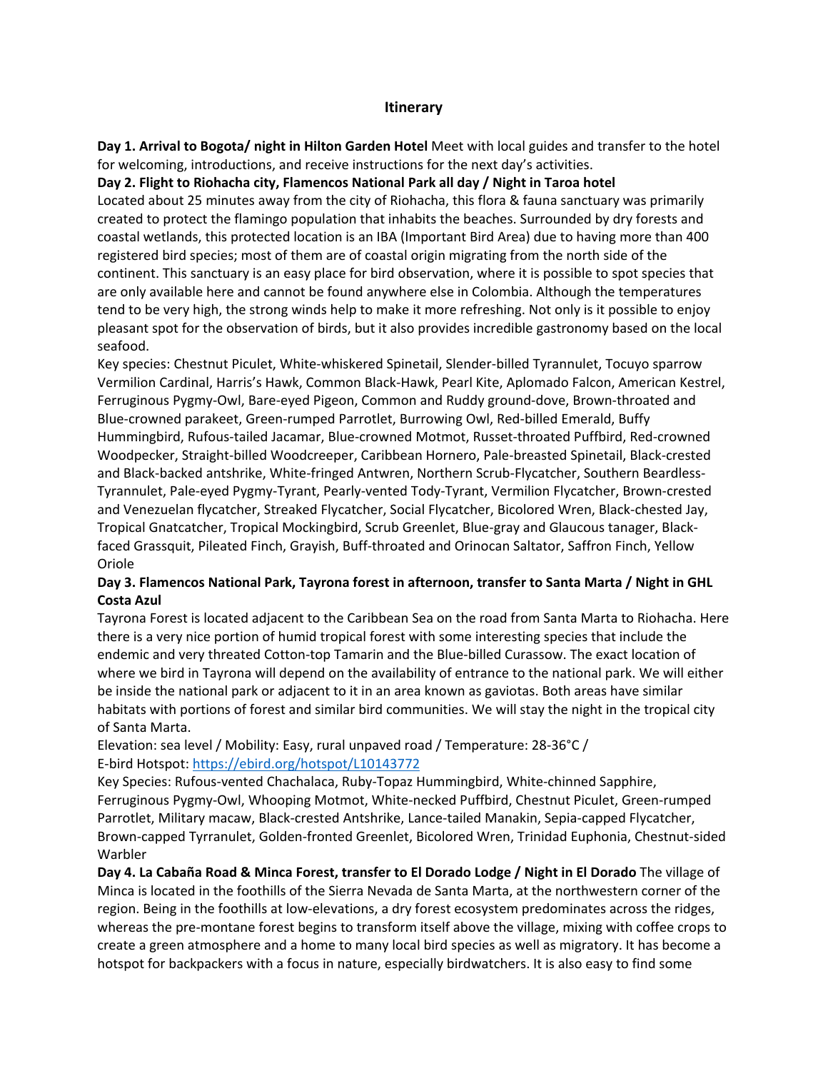# Itinerary

**Day 1. Arrival to Bogota/ night in Hilton Garden Hotel** Meet with local guides and transfer to the hotel for welcoming, introductions, and receive instructions for the next day's activities.

**Day 2. Flight to Riohacha city, Flamencos National Park all day / Night in Taroa hotel**
Located about 25 minutes away from the city of Riohacha, this flora & fauna sanctuary was primarily created to protect the flamingo population that inhabits the beaches. Surrounded by dry forests and coastal wetlands, this protected location is an IBA (Important Bird Area) due to having more than 400 registered bird species; most of them are of coastal origin migrating from the north side of the continent. This sanctuary is an easy place for bird observation, where it is possible to spot species that are only available here and cannot be found anywhere else in Colombia. Although the temperatures tend to be very high, the strong winds help to make it more refreshing. Not only is it possible to enjoy pleasant spot for the observation of birds, but it also provides incredible gastronomy based on the local seafood.

Key species: Chestnut Piculet, White-whiskered Spinetail, Slender-billed Tyrannulet, Tocuyo sparrow Vermilion Cardinal, Harris's Hawk, Common Black-Hawk, Pearl Kite, Aplomado Falcon, American Kestrel, Ferruginous Pygmy-Owl, Bare-eyed Pigeon, Common and Ruddy ground-dove, Brown-throated and Blue-crowned parakeet, Green-rumped Parrotlet, Burrowing Owl, Red-billed Emerald, Buffy Hummingbird, Rufous-tailed Jacamar, Blue-crowned Motmot, Russet-throated Puffbird, Red-crowned Woodpecker, Straight-billed Woodcreeper, Caribbean Hornero, Pale-breasted Spinetail, Black-crested and Black-backed antshrike, White-fringed Antwren, Northern Scrub-Flycatcher, Southern Beardless-Tyrannulet, Pale-eyed Pygmy-Tyrant, Pearly-vented Tody-Tyrant, Vermilion Flycatcher, Brown-crested and Venezuelan flycatcher, Streaked Flycatcher, Social Flycatcher, Bicolored Wren, Black-chested Jay, Tropical Gnatcatcher, Tropical Mockingbird, Scrub Greenlet, Blue-gray and Glaucous tanager, Black-faced Grassquit, Pileated Finch, Grayish, Buff-throated and Orinocan Saltator, Saffron Finch, Yellow Oriole

**Day 3. Flamencos National Park, Tayrona forest in afternoon, transfer to Santa Marta / Night in GHL Costa Azul**
Tayrona Forest is located adjacent to the Caribbean Sea on the road from Santa Marta to Riohacha. Here there is a very nice portion of humid tropical forest with some interesting species that include the endemic and very threated Cotton-top Tamarin and the Blue-billed Curassow. The exact location of where we bird in Tayrona will depend on the availability of entrance to the national park. We will either be inside the national park or adjacent to it in an area known as gaviotas. Both areas have similar habitats with portions of forest and similar bird communities. We will stay the night in the tropical city of Santa Marta.

Elevation: sea level / Mobility: Easy, rural unpaved road / Temperature: 28-36°C /
E-bird Hotspot: https://ebird.org/hotspot/L10143772

Key Species: Rufous-vented Chachalaca, Ruby-Topaz Hummingbird, White-chinned Sapphire, Ferruginous Pygmy-Owl, Whooping Motmot, White-necked Puffbird, Chestnut Piculet, Green-rumped Parrotlet, Military macaw, Black-crested Antshrike, Lance-tailed Manakin, Sepia-capped Flycatcher, Brown-capped Tyrranulet, Golden-fronted Greenlet, Bicolored Wren, Trinidad Euphonia, Chestnut-sided Warbler

**Day 4. La Cabaña Road & Minca Forest, transfer to El Dorado Lodge / Night in El Dorado** The village of Minca is located in the foothills of the Sierra Nevada de Santa Marta, at the northwestern corner of the region. Being in the foothills at low-elevations, a dry forest ecosystem predominates across the ridges, whereas the pre-montane forest begins to transform itself above the village, mixing with coffee crops to create a green atmosphere and a home to many local bird species as well as migratory. It has become a hotspot for backpackers with a focus in nature, especially birdwatchers. It is also easy to find some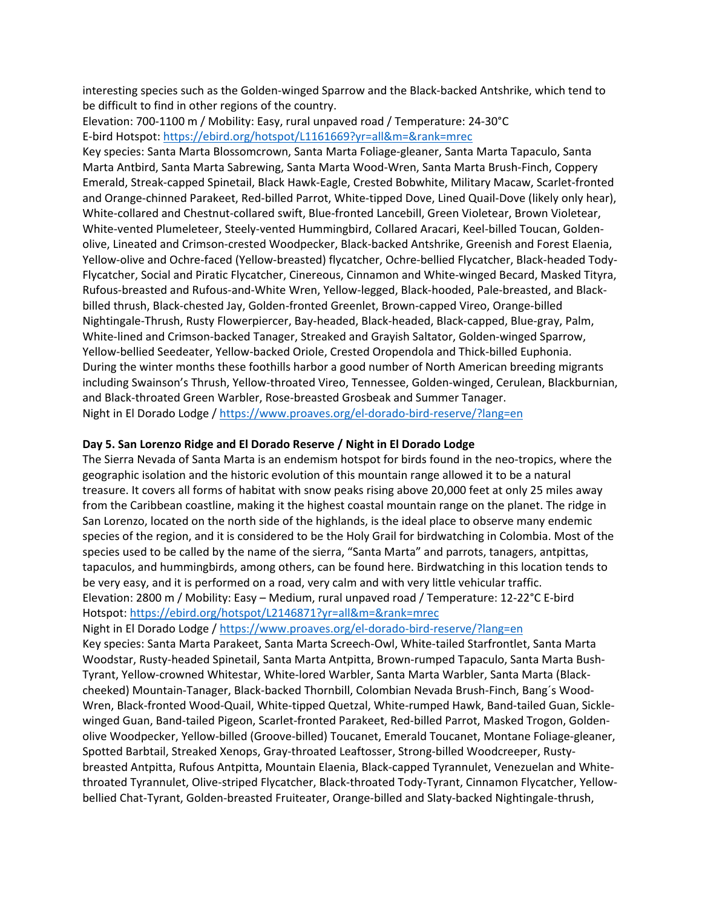interesting species such as the Golden-winged Sparrow and the Black-backed Antshrike, which tend to be difficult to find in other regions of the country.

Elevation: 700-1100 m / Mobility: Easy, rural unpaved road / Temperature: 24-30°C

E-bird Hotspot: https://ebird.org/hotspot/L1161669?yr=all&m=&rank=mrec

Key species: Santa Marta Blossomcrown, Santa Marta Foliage-gleaner, Santa Marta Tapaculo, Santa Marta Antbird, Santa Marta Sabrewing, Santa Marta Wood-Wren, Santa Marta Brush-Finch, Coppery Emerald, Streak-capped Spinetail, Black Hawk-Eagle, Crested Bobwhite, Military Macaw, Scarlet-fronted and Orange-chinned Parakeet, Red-billed Parrot, White-tipped Dove, Lined Quail-Dove (likely only hear), White-collared and Chestnut-collared swift, Blue-fronted Lancebill, Green Violetear, Brown Violetear, White-vented Plumeleteer, Steely-vented Hummingbird, Collared Aracari, Keel-billed Toucan, Golden-olive, Lineated and Crimson-crested Woodpecker, Black-backed Antshrike, Greenish and Forest Elaenia, Yellow-olive and Ochre-faced (Yellow-breasted) flycatcher, Ochre-bellied Flycatcher, Black-headed Tody-Flycatcher, Social and Piratic Flycatcher, Cinereous, Cinnamon and White-winged Becard, Masked Tityra, Rufous-breasted and Rufous-and-White Wren, Yellow-legged, Black-hooded, Pale-breasted, and Black-billed thrush, Black-chested Jay, Golden-fronted Greenlet, Brown-capped Vireo, Orange-billed Nightingale-Thrush, Rusty Flowerpiercer, Bay-headed, Black-headed, Black-capped, Blue-gray, Palm, White-lined and Crimson-backed Tanager, Streaked and Grayish Saltator, Golden-winged Sparrow, Yellow-bellied Seedeater, Yellow-backed Oriole, Crested Oropendola and Thick-billed Euphonia.

During the winter months these foothills harbor a good number of North American breeding migrants including Swainson's Thrush, Yellow-throated Vireo, Tennessee, Golden-winged, Cerulean, Blackburnian, and Black-throated Green Warbler, Rose-breasted Grosbeak and Summer Tanager.

Night in El Dorado Lodge / https://www.proaves.org/el-dorado-bird-reserve/?lang=en

**Day 5. San Lorenzo Ridge and El Dorado Reserve / Night in El Dorado Lodge**

The Sierra Nevada of Santa Marta is an endemism hotspot for birds found in the neo-tropics, where the geographic isolation and the historic evolution of this mountain range allowed it to be a natural treasure. It covers all forms of habitat with snow peaks rising above 20,000 feet at only 25 miles away from the Caribbean coastline, making it the highest coastal mountain range on the planet. The ridge in San Lorenzo, located on the north side of the highlands, is the ideal place to observe many endemic species of the region, and it is considered to be the Holy Grail for birdwatching in Colombia. Most of the species used to be called by the name of the sierra, "Santa Marta" and parrots, tanagers, antpittas, tapaculos, and hummingbirds, among others, can be found here. Birdwatching in this location tends to be very easy, and it is performed on a road, very calm and with very little vehicular traffic.

Elevation: 2800 m / Mobility: Easy – Medium, rural unpaved road / Temperature: 12-22°C E-bird Hotspot: https://ebird.org/hotspot/L2146871?yr=all&m=&rank=mrec

Night in El Dorado Lodge / https://www.proaves.org/el-dorado-bird-reserve/?lang=en

Key species: Santa Marta Parakeet, Santa Marta Screech-Owl, White-tailed Starfrontlet, Santa Marta Woodstar, Rusty-headed Spinetail, Santa Marta Antpitta, Brown-rumped Tapaculo, Santa Marta Bush-Tyrant, Yellow-crowned Whitestar, White-lored Warbler, Santa Marta Warbler, Santa Marta (Black-cheeked) Mountain-Tanager, Black-backed Thornbill, Colombian Nevada Brush-Finch, Bang´s Wood-Wren, Black-fronted Wood-Quail, White-tipped Quetzal, White-rumped Hawk, Band-tailed Guan, Sickle-winged Guan, Band-tailed Pigeon, Scarlet-fronted Parakeet, Red-billed Parrot, Masked Trogon, Golden-olive Woodpecker, Yellow-billed (Groove-billed) Toucanet, Emerald Toucanet, Montane Foliage-gleaner, Spotted Barbtail, Streaked Xenops, Gray-throated Leaftosser, Strong-billed Woodcreeper, Rusty-breasted Antpitta, Rufous Antpitta, Mountain Elaenia, Black-capped Tyrannulet, Venezuelan and White-throated Tyrannulet, Olive-striped Flycatcher, Black-throated Tody-Tyrant, Cinnamon Flycatcher, Yellow-bellied Chat-Tyrant, Golden-breasted Fruiteater, Orange-billed and Slaty-backed Nightingale-thrush,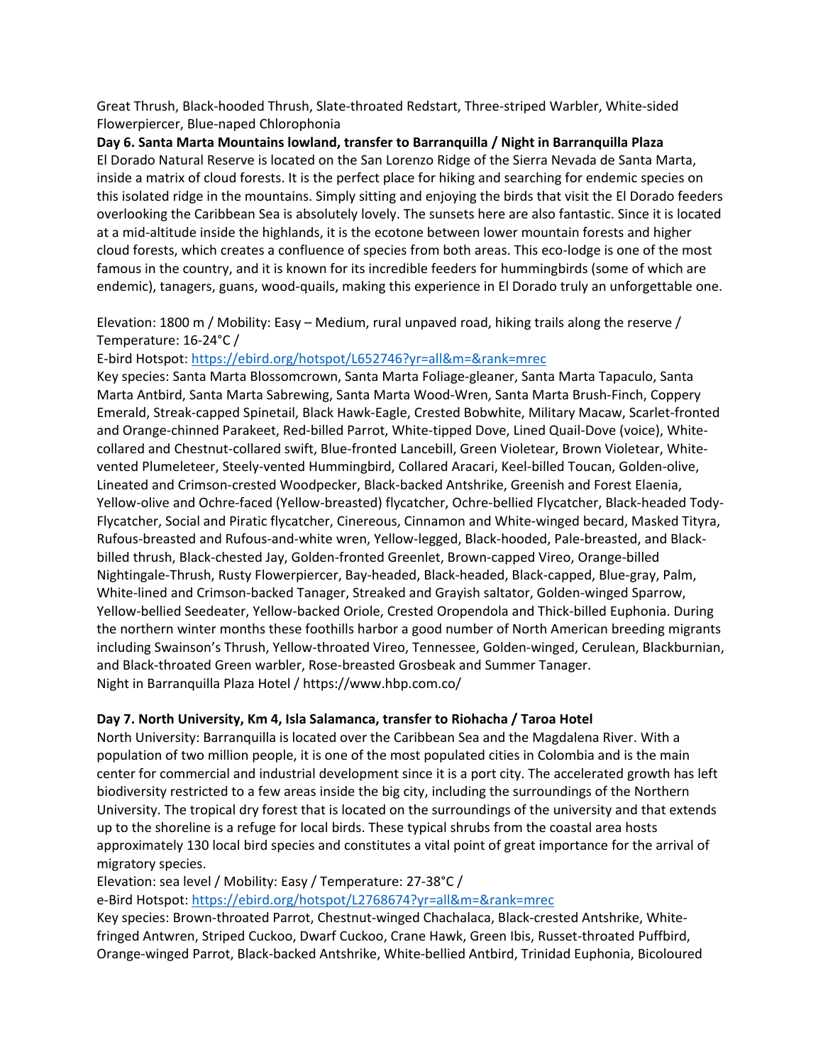Great Thrush, Black-hooded Thrush, Slate-throated Redstart, Three-striped Warbler, White-sided Flowerpiercer, Blue-naped Chlorophonia

**Day 6. Santa Marta Mountains lowland, transfer to Barranquilla / Night in Barranquilla Plaza**

El Dorado Natural Reserve is located on the San Lorenzo Ridge of the Sierra Nevada de Santa Marta, inside a matrix of cloud forests. It is the perfect place for hiking and searching for endemic species on this isolated ridge in the mountains. Simply sitting and enjoying the birds that visit the El Dorado feeders overlooking the Caribbean Sea is absolutely lovely. The sunsets here are also fantastic. Since it is located at a mid-altitude inside the highlands, it is the ecotone between lower mountain forests and higher cloud forests, which creates a confluence of species from both areas. This eco-lodge is one of the most famous in the country, and it is known for its incredible feeders for hummingbirds (some of which are endemic), tanagers, guans, wood-quails, making this experience in El Dorado truly an unforgettable one.

Elevation: 1800 m / Mobility: Easy – Medium, rural unpaved road, hiking trails along the reserve / Temperature: 16-24°C /

E-bird Hotspot: https://ebird.org/hotspot/L652746?yr=all&m=&rank=mrec

Key species: Santa Marta Blossomcrown, Santa Marta Foliage-gleaner, Santa Marta Tapaculo, Santa Marta Antbird, Santa Marta Sabrewing, Santa Marta Wood-Wren, Santa Marta Brush-Finch, Coppery Emerald, Streak-capped Spinetail, Black Hawk-Eagle, Crested Bobwhite, Military Macaw, Scarlet-fronted and Orange-chinned Parakeet, Red-billed Parrot, White-tipped Dove, Lined Quail-Dove (voice), White-collared and Chestnut-collared swift, Blue-fronted Lancebill, Green Violetear, Brown Violetear, White-vented Plumeleteer, Steely-vented Hummingbird, Collared Aracari, Keel-billed Toucan, Golden-olive, Lineated and Crimson-crested Woodpecker, Black-backed Antshrike, Greenish and Forest Elaenia, Yellow-olive and Ochre-faced (Yellow-breasted) flycatcher, Ochre-bellied Flycatcher, Black-headed Tody-Flycatcher, Social and Piratic flycatcher, Cinereous, Cinnamon and White-winged becard, Masked Tityra, Rufous-breasted and Rufous-and-white wren, Yellow-legged, Black-hooded, Pale-breasted, and Black-billed thrush, Black-chested Jay, Golden-fronted Greenlet, Brown-capped Vireo, Orange-billed Nightingale-Thrush, Rusty Flowerpiercer, Bay-headed, Black-headed, Black-capped, Blue-gray, Palm, White-lined and Crimson-backed Tanager, Streaked and Grayish saltator, Golden-winged Sparrow, Yellow-bellied Seedeater, Yellow-backed Oriole, Crested Oropendola and Thick-billed Euphonia. During the northern winter months these foothills harbor a good number of North American breeding migrants including Swainson's Thrush, Yellow-throated Vireo, Tennessee, Golden-winged, Cerulean, Blackburnian, and Black-throated Green warbler, Rose-breasted Grosbeak and Summer Tanager.

Night in Barranquilla Plaza Hotel / https://www.hbp.com.co/

**Day 7. North University, Km 4, Isla Salamanca, transfer to Riohacha / Taroa Hotel**

North University: Barranquilla is located over the Caribbean Sea and the Magdalena River. With a population of two million people, it is one of the most populated cities in Colombia and is the main center for commercial and industrial development since it is a port city. The accelerated growth has left biodiversity restricted to a few areas inside the big city, including the surroundings of the Northern University. The tropical dry forest that is located on the surroundings of the university and that extends up to the shoreline is a refuge for local birds. These typical shrubs from the coastal area hosts approximately 130 local bird species and constitutes a vital point of great importance for the arrival of migratory species.

Elevation: sea level / Mobility: Easy / Temperature: 27-38°C /

e-Bird Hotspot: https://ebird.org/hotspot/L2768674?yr=all&m=&rank=mrec

Key species: Brown-throated Parrot, Chestnut-winged Chachalaca, Black-crested Antshrike, White-fringed Antwren, Striped Cuckoo, Dwarf Cuckoo, Crane Hawk, Green Ibis, Russet-throated Puffbird, Orange-winged Parrot, Black-backed Antshrike, White-bellied Antbird, Trinidad Euphonia, Bicoloured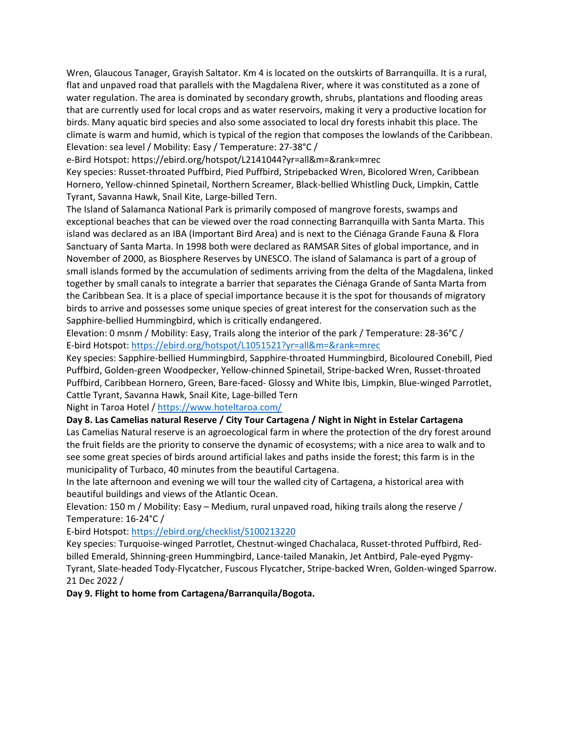Wren, Glaucous Tanager, Grayish Saltator. Km 4 is located on the outskirts of Barranquilla. It is a rural, flat and unpaved road that parallels with the Magdalena River, where it was constituted as a zone of water regulation. The area is dominated by secondary growth, shrubs, plantations and flooding areas that are currently used for local crops and as water reservoirs, making it very a productive location for birds. Many aquatic bird species and also some associated to local dry forests inhabit this place. The climate is warm and humid, which is typical of the region that composes the lowlands of the Caribbean.
Elevation: sea level / Mobility: Easy / Temperature: 27-38°C /
e-Bird Hotspot: https://ebird.org/hotspot/L2141044?yr=all&m=&rank=mrec
Key species: Russet-throated Puffbird, Pied Puffbird, Stripebacked Wren, Bicolored Wren, Caribbean Hornero, Yellow-chinned Spinetail, Northern Screamer, Black-bellied Whistling Duck, Limpkin, Cattle Tyrant, Savanna Hawk, Snail Kite, Large-billed Tern.
The Island of Salamanca National Park is primarily composed of mangrove forests, swamps and exceptional beaches that can be viewed over the road connecting Barranquilla with Santa Marta. This island was declared as an IBA (Important Bird Area) and is next to the Ciénaga Grande Fauna & Flora Sanctuary of Santa Marta. In 1998 both were declared as RAMSAR Sites of global importance, and in November of 2000, as Biosphere Reserves by UNESCO. The island of Salamanca is part of a group of small islands formed by the accumulation of sediments arriving from the delta of the Magdalena, linked together by small canals to integrate a barrier that separates the Ciénaga Grande of Santa Marta from the Caribbean Sea. It is a place of special importance because it is the spot for thousands of migratory birds to arrive and possesses some unique species of great interest for the conservation such as the Sapphire-bellied Hummingbird, which is critically endangered.
Elevation: 0 msnm / Mobility: Easy, Trails along the interior of the park / Temperature: 28-36°C /
E-bird Hotspot: https://ebird.org/hotspot/L1051521?yr=all&m=&rank=mrec
Key species: Sapphire-bellied Hummingbird, Sapphire-throated Hummingbird, Bicoloured Conebill, Pied Puffbird, Golden-green Woodpecker, Yellow-chinned Spinetail, Stripe-backed Wren, Russet-throated Puffbird, Caribbean Hornero, Green, Bare-faced- Glossy and White Ibis, Limpkin, Blue-winged Parrotlet, Cattle Tyrant, Savanna Hawk, Snail Kite, Lage-billed Tern
Night in Taroa Hotel / https://www.hoteltaroa.com/

**Day 8. Las Camelias natural Reserve / City Tour Cartagena / Night in Night in Estelar Cartagena**

Las Camelias Natural reserve is an agroecological farm in where the protection of the dry forest around the fruit fields are the priority to conserve the dynamic of ecosystems; with a nice area to walk and to see some great species of birds around artificial lakes and paths inside the forest; this farm is in the municipality of Turbaco, 40 minutes from the beautiful Cartagena.
In the late afternoon and evening we will tour the walled city of Cartagena, a historical area with beautiful buildings and views of the Atlantic Ocean.
Elevation: 150 m / Mobility: Easy – Medium, rural unpaved road, hiking trails along the reserve / Temperature: 16-24°C /
E-bird Hotspot: https://ebird.org/checklist/S100213220
Key species: Turquoise-winged Parrotlet, Chestnut-winged Chachalaca, Russet-throted Puffbird, Red-billed Emerald, Shinning-green Hummingbird, Lance-tailed Manakin, Jet Antbird, Pale-eyed Pygmy-Tyrant, Slate-headed Tody-Flycatcher, Fuscous Flycatcher, Stripe-backed Wren, Golden-winged Sparrow.
21 Dec 2022 /

**Day 9. Flight to home from Cartagena/Barranquila/Bogota.**